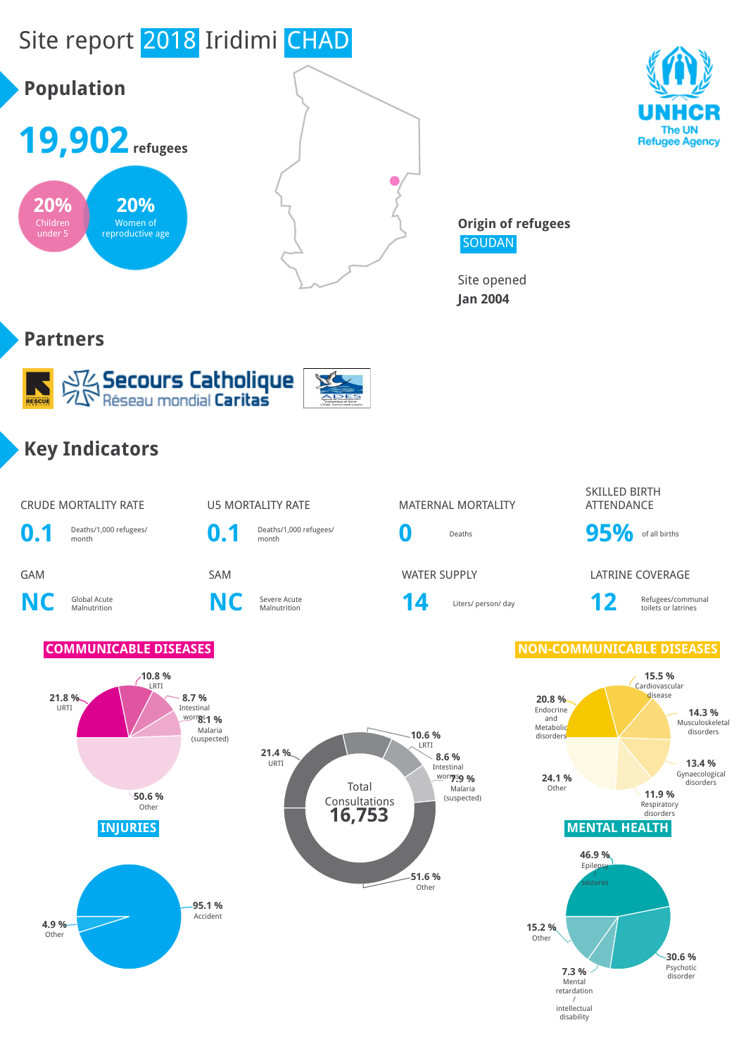# Site report 2018 Iridimi CHAD

## Population

**19,902** refugees

- **20%** Children under 5
- **20%** Women of reproductive age

**Origin of refugees**
SOUDAN

Site opened
**Jan 2004**

UNHCR
The UN Refugee Agency

## Partners

Secours Catholique
Réseau mondial Caritas

## Key Indicators

| Indicator | Value | Unit |
|---|---|---|
| CRUDE MORTALITY RATE | 0.1 | Deaths/1,000 refugees/ month |
| U5 MORTALITY RATE | 0.1 | Deaths/1,000 refugees/ month |
| MATERNAL MORTALITY | 0 | Deaths |
| SKILLED BIRTH ATTENDANCE | 95% | of all births |
| GAM | NC | Global Acute Malnutrition |
| SAM | NC | Severe Acute Malnutrition |
| WATER SUPPLY | 14 | Liters/ person/ day |
| LATRINE COVERAGE | 12 | Refugees/communal toilets or latrines |

### COMMUNICABLE DISEASES

| Disease | % |
|---|---|
| URTI | 21.8 % |
| LRTI | 10.8 % |
| Intestinal worms | 8.7 % |
| Malaria (suspected) | 8.1 % |
| Other | 50.6 % |

### Total Consultations 16,753

| Category | % |
|---|---|
| URTI | 21.4 % |
| LRTI | 10.6 % |
| Intestinal worms | 8.6 % |
| Malaria (suspected) | 7.9 % |
| Other | 51.6 % |

### NON-COMMUNICABLE DISEASES

| Disease | % |
|---|---|
| Endocrine and Metabolic disorders | 20.8 % |
| Cardiovascular disease | 15.5 % |
| Musculoskeletal disorders | 14.3 % |
| Gynaecological disorders | 13.4 % |
| Respiratory disorders | 11.9 % |
| Other | 24.1 % |

### INJURIES

| Type | % |
|---|---|
| Accident | 95.1 % |
| Other | 4.9 % |

### MENTAL HEALTH

| Condition | % |
|---|---|
| Epilepsy / seizures | 46.9 % |
| Psychotic disorder | 30.6 % |
| Mental retardation / intellectual disability | 7.3 % |
| Other | 15.2 % |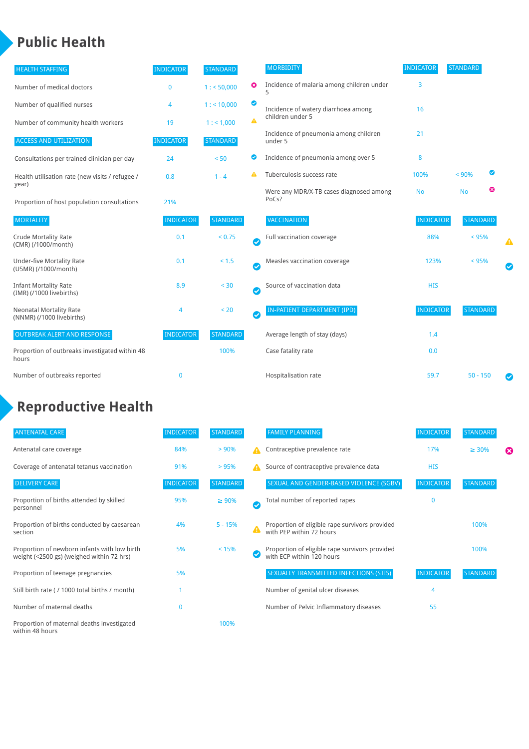# Public Health

| HEALTH STAFFING | INDICATOR | STANDARD | |
|---|---|---|---|
| Number of medical doctors | 0 | 1 : < 50,000 | ✖ |
| Number of qualified nurses | 4 | 1 : < 10,000 | ✔ |
| Number of community health workers | 19 | 1 : < 1,000 | ⚠ |

| ACCESS AND UTILIZATION | INDICATOR | STANDARD | |
|---|---|---|---|
| Consultations per trained clinician per day | 24 | < 50 | ✔ |
| Health utilisation rate (new visits / refugee / year) | 0.8 | 1 - 4 | ⚠ |
| Proportion of host population consultations | 21% | | |

| MORTALITY | INDICATOR | STANDARD | |
|---|---|---|---|
| Crude Mortality Rate (CMR) (/1000/month) | 0.1 | < 0.75 | ✔ |
| Under-five Mortality Rate (U5MR) (/1000/month) | 0.1 | < 1.5 | ✔ |
| Infant Mortality Rate (IMR) (/1000 livebirths) | 8.9 | < 30 | ✔ |
| Neonatal Mortality Rate (NNMR) (/1000 livebirths) | 4 | < 20 | ✔ |

| OUTBREAK ALERT AND RESPONSE | INDICATOR | STANDARD |
|---|---|---|
| Proportion of outbreaks investigated within 48 hours | | 100% |
| Number of outbreaks reported | 0 | |

| MORBIDITY | INDICATOR | STANDARD | |
|---|---|---|---|
| Incidence of malaria among children under 5 | 3 | | |
| Incidence of watery diarrhoea among children under 5 | 16 | | |
| Incidence of pneumonia among children under 5 | 21 | | |
| Incidence of pneumonia among over 5 | 8 | | |
| Tuberculosis success rate | 100% | < 90% | ✔ |
| Were any MDR/X-TB cases diagnosed among PoCs? | No | No | ✖ |

| VACCINATION | INDICATOR | STANDARD | |
|---|---|---|---|
| Full vaccination coverage | 88% | < 95% | ⚠ |
| Measles vaccination coverage | 123% | < 95% | ✔ |
| Source of vaccination data | HIS | | |

| IN-PATIENT DEPARTMENT (IPD) | INDICATOR | STANDARD | |
|---|---|---|---|
| Average length of stay (days) | 1.4 | | |
| Case fatality rate | 0.0 | | |
| Hospitalisation rate | 59.7 | 50 - 150 | ✔ |

# Reproductive Health

| ANTENATAL CARE | INDICATOR | STANDARD | |
|---|---|---|---|
| Antenatal care coverage | 84% | > 90% | ⚠ |
| Coverage of antenatal tetanus vaccination | 91% | > 95% | ⚠ |

| DELIVERY CARE | INDICATOR | STANDARD | |
|---|---|---|---|
| Proportion of births attended by skilled personnel | 95% | ≥ 90% | ✔ |
| Proportion of births conducted by caesarean section | 4% | 5 - 15% | ⚠ |
| Proportion of newborn infants with low birth weight (<2500 gs) (weighed within 72 hrs) | 5% | < 15% | ✔ |
| Proportion of teenage pregnancies | 5% | | |
| Still birth rate ( / 1000 total births / month) | 1 | | |
| Number of maternal deaths | 0 | | |
| Proportion of maternal deaths investigated within 48 hours | | 100% | |

| FAMILY PLANNING | INDICATOR | STANDARD | |
|---|---|---|---|
| Contraceptive prevalence rate | 17% | ≥ 30% | ✖ |
| Source of contraceptive prevalence data | HIS | | |

| SEXUAL AND GENDER-BASED VIOLENCE (SGBV) | INDICATOR | STANDARD |
|---|---|---|
| Total number of reported rapes | 0 | |
| Proportion of eligible rape survivors provided with PEP within 72 hours | | 100% |
| Proportion of eligible rape survivors provided with ECP within 120 hours | | 100% |

| SEXUALLY TRANSMITTED INFECTIONS (STIS) | INDICATOR | STANDARD |
|---|---|---|
| Number of genital ulcer diseases | 4 | |
| Number of Pelvic Inflammatory diseases | 55 | |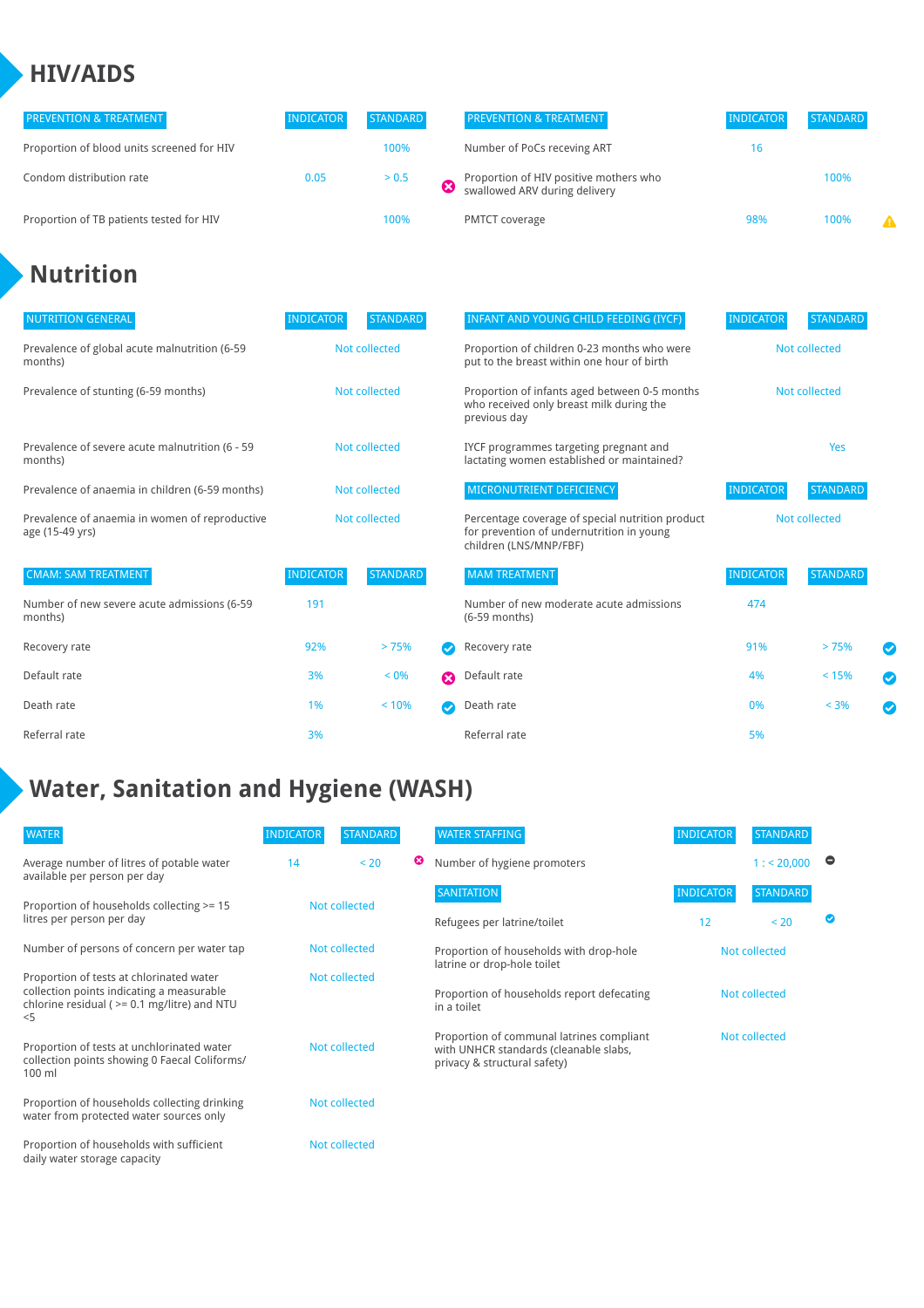# HIV/AIDS

| PREVENTION & TREATMENT | INDICATOR | STANDARD | |
|---|---|---|---|
| Proportion of blood units screened for HIV | | 100% | |
| Condom distribution rate | 0.05 | > 0.5 | ✖ |
| Proportion of TB patients tested for HIV | | 100% | |

| PREVENTION & TREATMENT | INDICATOR | STANDARD | |
|---|---|---|---|
| Number of PoCs receving ART | 16 | | |
| Proportion of HIV positive mothers who swallowed ARV during delivery | | 100% | |
| PMTCT coverage | 98% | 100% | ⚠ |

# Nutrition

| NUTRITION GENERAL | INDICATOR | STANDARD |
|---|---|---|
| Prevalence of global acute malnutrition (6-59 months) | Not collected | |
| Prevalence of stunting (6-59 months) | Not collected | |
| Prevalence of severe acute malnutrition (6 - 59 months) | Not collected | |
| Prevalence of anaemia in children (6-59 months) | Not collected | |
| Prevalence of anaemia in women of reproductive age (15-49 yrs) | Not collected | |

| INFANT AND YOUNG CHILD FEEDING (IYCF) | INDICATOR | STANDARD |
|---|---|---|
| Proportion of children 0-23 months who were put to the breast within one hour of birth | Not collected | |
| Proportion of infants aged between 0-5 months who received only breast milk during the previous day | Not collected | |
| IYCF programmes targeting pregnant and lactating women established or maintained? | | Yes |

| MICRONUTRIENT DEFICIENCY | INDICATOR | STANDARD |
|---|---|---|
| Percentage coverage of special nutrition product for prevention of undernutrition in young children (LNS/MNP/FBF) | Not collected | |

| CMAM: SAM TREATMENT | INDICATOR | STANDARD | |
|---|---|---|---|
| Number of new severe acute admissions (6-59 months) | 191 | | |
| Recovery rate | 92% | > 75% | ✔ |
| Default rate | 3% | < 0% | ✖ |
| Death rate | 1% | < 10% | ✔ |
| Referral rate | 3% | | |

| MAM TREATMENT | INDICATOR | STANDARD | |
|---|---|---|---|
| Number of new moderate acute admissions (6-59 months) | 474 | | |
| Recovery rate | 91% | > 75% | ✔ |
| Default rate | 4% | < 15% | ✔ |
| Death rate | 0% | < 3% | ✔ |
| Referral rate | 5% | | |

# Water, Sanitation and Hygiene (WASH)

| WATER | INDICATOR | STANDARD | |
|---|---|---|---|
| Average number of litres of potable water available per person per day | 14 | < 20 | ✖ |
| Proportion of households collecting >= 15 litres per person per day | Not collected | | |
| Number of persons of concern per water tap | Not collected | | |
| Proportion of tests at chlorinated water collection points indicating a measurable chlorine residual ( >= 0.1 mg/litre) and NTU <5 | Not collected | | |
| Proportion of tests at unchlorinated water collection points showing 0 Faecal Coliforms/ 100 ml | Not collected | | |
| Proportion of households collecting drinking water from protected water sources only | Not collected | | |
| Proportion of households with sufficient daily water storage capacity | Not collected | | |

| WATER STAFFING | INDICATOR | STANDARD | |
|---|---|---|---|
| Number of hygiene promoters | | 1 : < 20,000 | ● |

| SANITATION | INDICATOR | STANDARD | |
|---|---|---|---|
| Refugees per latrine/toilet | 12 | < 20 | ✔ |
| Proportion of households with drop-hole latrine or drop-hole toilet | Not collected | | |
| Proportion of households report defecating in a toilet | Not collected | | |
| Proportion of communal latrines compliant with UNHCR standards (cleanable slabs, privacy & structural safety) | Not collected | | |